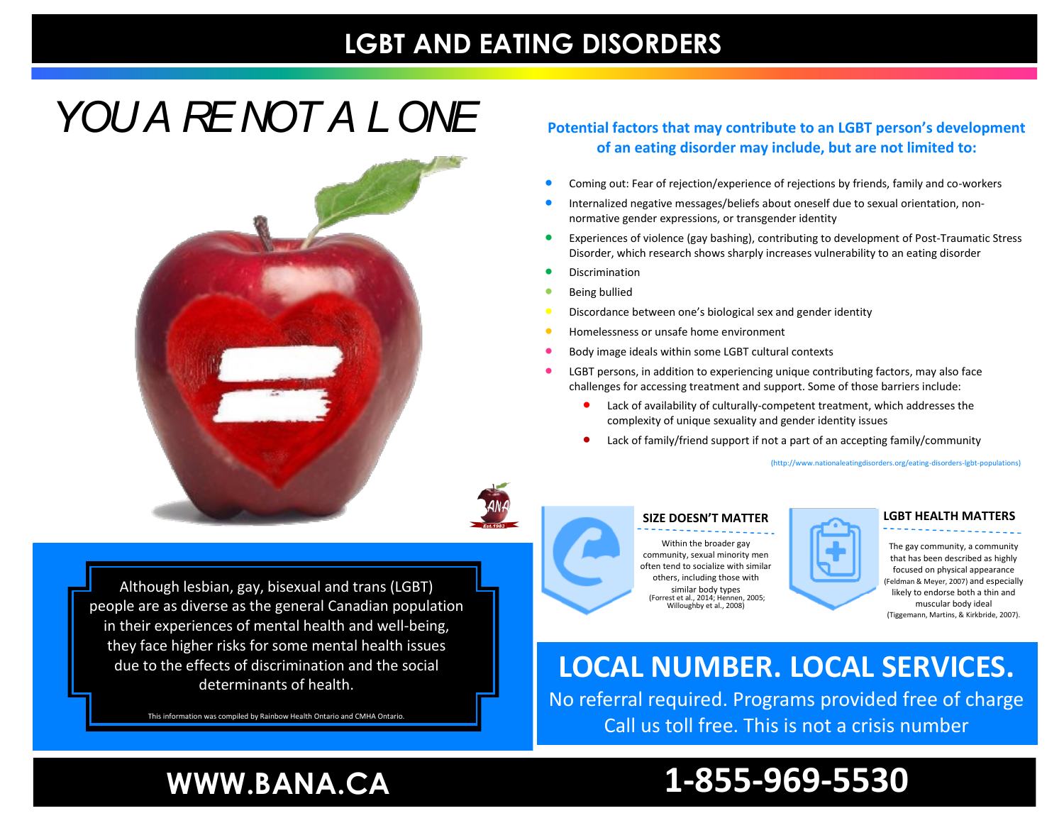# LGBT AND EATING DISORDERS

## YOU ARE NOT ALONE

**Potential factors that may contribute to an LGBT person's development of an eating disorder may include, but are not limited to:**

- Coming out: Fear of rejection/experience of rejections by friends, family and co-workers
- Internalized negative messages/beliefs about oneself due to sexual orientation, non-normative gender expressions, or transgender identity
- Experiences of violence (gay bashing), contributing to development of Post-Traumatic Stress Disorder, which research shows sharply increases vulnerability to an eating disorder
- Discrimination
- Being bullied
- Discordance between one's biological sex and gender identity
- Homelessness or unsafe home environment
- Body image ideals within some LGBT cultural contexts
- LGBT persons, in addition to experiencing unique contributing factors, may also face challenges for accessing treatment and support. Some of those barriers include:
  - Lack of availability of culturally-competent treatment, which addresses the complexity of unique sexuality and gender identity issues
  - Lack of family/friend support if not a part of an accepting family/community

(http://www.nationaleatingdisorders.org/eating-disorders-lgbt-populations)

Although lesbian, gay, bisexual and trans (LGBT) people are as diverse as the general Canadian population in their experiences of mental health and well-being, they face higher risks for some mental health issues due to the effects of discrimination and the social determinants of health.

This information was compiled by Rainbow Health Ontario and CMHA Ontario.

### SIZE DOESN'T MATTER

Within the broader gay community, sexual minority men often tend to socialize with similar others, including those with similar body types (Forrest et al., 2014; Hennen, 2005; Willoughby et al., 2008)

### LGBT HEALTH MATTERS

The gay community, a community that has been described as highly focused on physical appearance (Feldman & Meyer, 2007) and especially likely to endorse both a thin and muscular body ideal (Tiggemann, Martins, & Kirkbride, 2007).

## LOCAL NUMBER. LOCAL SERVICES.

No referral required. Programs provided free of charge
Call us toll free. This is not a crisis number

**WWW.BANA.CA**

**1-855-969-5530**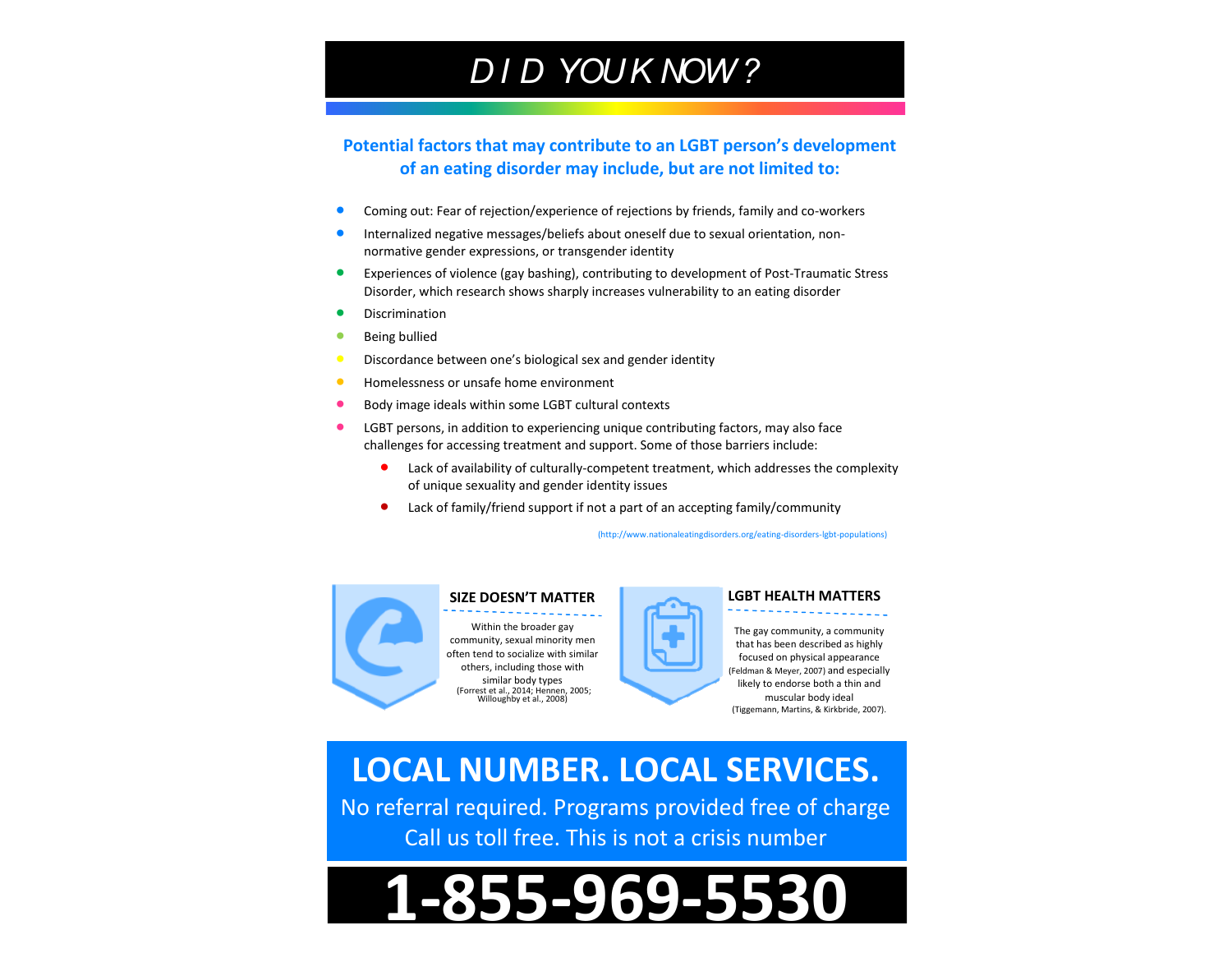# DID YOU KNOW?

**Potential factors that may contribute to an LGBT person's development of an eating disorder may include, but are not limited to:**

- Coming out: Fear of rejection/experience of rejections by friends, family and co-workers
- Internalized negative messages/beliefs about oneself due to sexual orientation, non-normative gender expressions, or transgender identity
- Experiences of violence (gay bashing), contributing to development of Post-Traumatic Stress Disorder, which research shows sharply increases vulnerability to an eating disorder
- Discrimination
- Being bullied
- Discordance between one's biological sex and gender identity
- Homelessness or unsafe home environment
- Body image ideals within some LGBT cultural contexts
- LGBT persons, in addition to experiencing unique contributing factors, may also face challenges for accessing treatment and support. Some of those barriers include:
  - Lack of availability of culturally-competent treatment, which addresses the complexity of unique sexuality and gender identity issues
  - Lack of family/friend support if not a part of an accepting family/community

(http://www.nationaleatingdisorders.org/eating-disorders-lgbt-populations)

### SIZE DOESN'T MATTER

Within the broader gay community, sexual minority men often tend to socialize with similar others, including those with similar body types (Forrest et al., 2014; Hennen, 2005; Willoughby et al., 2008)

### LGBT HEALTH MATTERS

The gay community, a community that has been described as highly focused on physical appearance (Feldman & Meyer, 2007) and especially likely to endorse both a thin and muscular body ideal (Tiggemann, Martins, & Kirkbride, 2007).

## LOCAL NUMBER. LOCAL SERVICES.

No referral required. Programs provided free of charge

Call us toll free. This is not a crisis number

# 1-855-969-5530